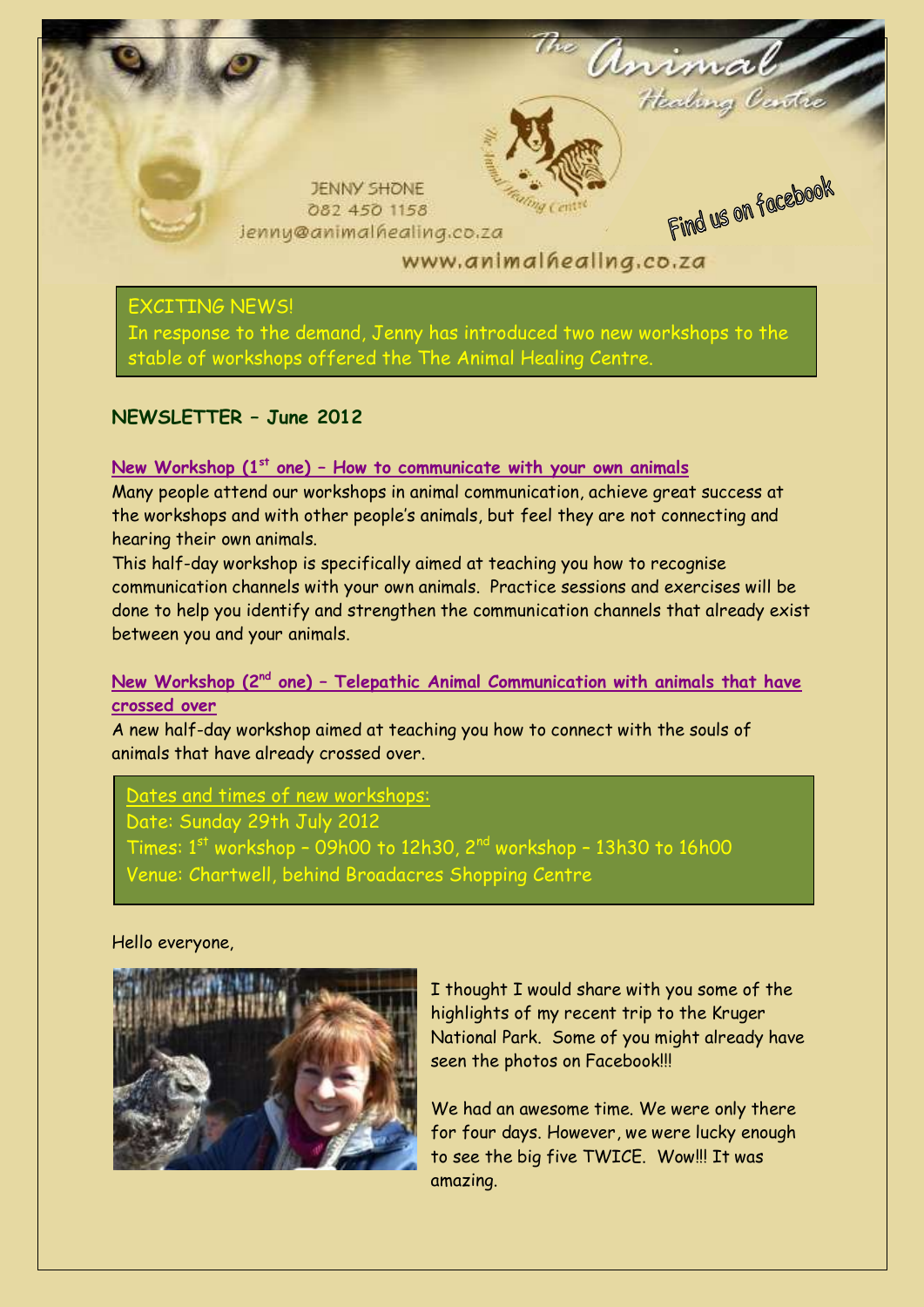The Animal Healing Centre

JENNY SHONE
082 450 1158
jenny@animalhealing.co.za

www.animalhealing.co.za

Find us on facebook

EXCITING NEWS!
In response to the demand, Jenny has introduced two new workshops to the stable of workshops offered the The Animal Healing Centre.

## NEWSLETTER – June 2012

### New Workshop (1st one) – How to communicate with your own animals

Many people attend our workshops in animal communication, achieve great success at the workshops and with other people's animals, but feel they are not connecting and hearing their own animals.

This half-day workshop is specifically aimed at teaching you how to recognise communication channels with your own animals. Practice sessions and exercises will be done to help you identify and strengthen the communication channels that already exist between you and your animals.

### New Workshop (2nd one) – Telepathic Animal Communication with animals that have crossed over

A new half-day workshop aimed at teaching you how to connect with the souls of animals that have already crossed over.

Dates and times of new workshops:
Date: Sunday 29th July 2012
Times: 1st workshop – 09h00 to 12h30, 2nd workshop – 13h30 to 16h00
Venue: Chartwell, behind Broadacres Shopping Centre

Hello everyone,

I thought I would share with you some of the highlights of my recent trip to the Kruger National Park. Some of you might already have seen the photos on Facebook!!!

We had an awesome time. We were only there for four days. However, we were lucky enough to see the big five TWICE. Wow!!! It was amazing.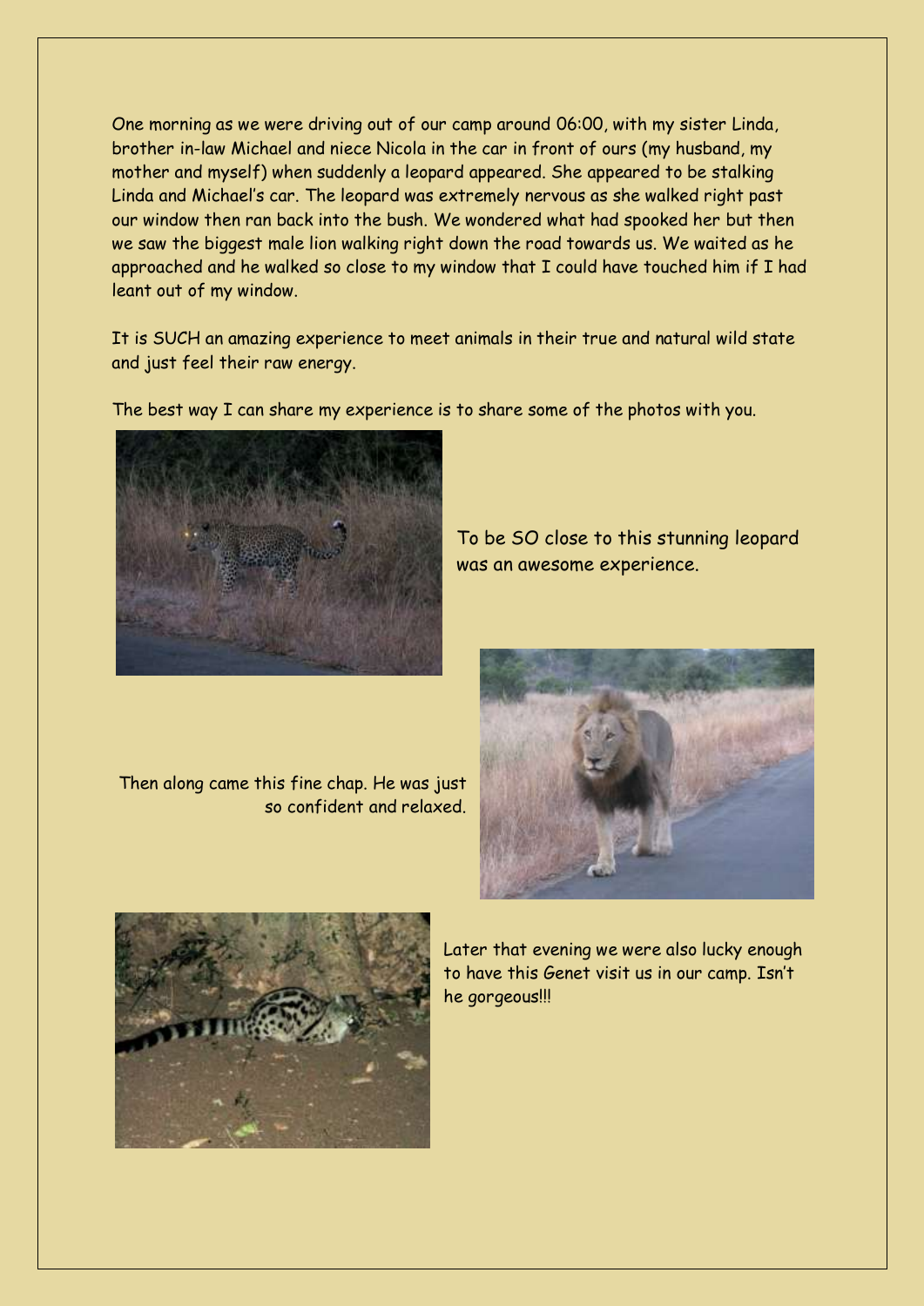One morning as we were driving out of our camp around 06:00, with my sister Linda, brother in-law Michael and niece Nicola in the car in front of ours (my husband, my mother and myself) when suddenly a leopard appeared. She appeared to be stalking Linda and Michael's car. The leopard was extremely nervous as she walked right past our window then ran back into the bush. We wondered what had spooked her but then we saw the biggest male lion walking right down the road towards us. We waited as he approached and he walked so close to my window that I could have touched him if I had leant out of my window.

It is SUCH an amazing experience to meet animals in their true and natural wild state and just feel their raw energy.

The best way I can share my experience is to share some of the photos with you.

To be SO close to this stunning leopard was an awesome experience.

Then along came this fine chap. He was just so confident and relaxed.

Later that evening we were also lucky enough to have this Genet visit us in our camp. Isn't he gorgeous!!!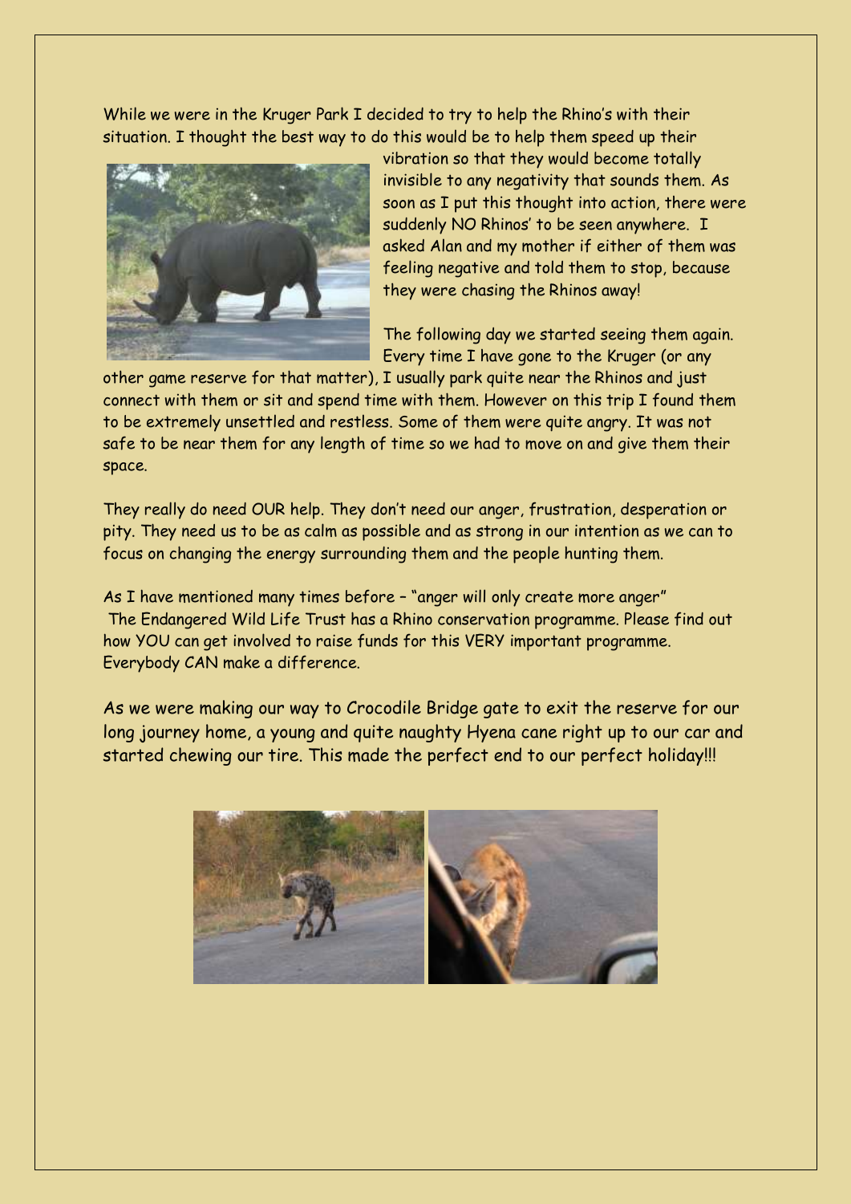While we were in the Kruger Park I decided to try to help the Rhino's with their situation. I thought the best way to do this would be to help them speed up their vibration so that they would become totally invisible to any negativity that sounds them. As soon as I put this thought into action, there were suddenly NO Rhinos' to be seen anywhere. I asked Alan and my mother if either of them was feeling negative and told them to stop, because they were chasing the Rhinos away!

The following day we started seeing them again. Every time I have gone to the Kruger (or any other game reserve for that matter), I usually park quite near the Rhinos and just connect with them or sit and spend time with them. However on this trip I found them to be extremely unsettled and restless. Some of them were quite angry. It was not safe to be near them for any length of time so we had to move on and give them their space.

They really do need OUR help. They don't need our anger, frustration, desperation or pity. They need us to be as calm as possible and as strong in our intention as we can to focus on changing the energy surrounding them and the people hunting them.

As I have mentioned many times before – "anger will only create more anger"
The Endangered Wild Life Trust has a Rhino conservation programme. Please find out how YOU can get involved to raise funds for this VERY important programme. Everybody CAN make a difference.

As we were making our way to Crocodile Bridge gate to exit the reserve for our long journey home, a young and quite naughty Hyena cane right up to our car and started chewing our tire. This made the perfect end to our perfect holiday!!!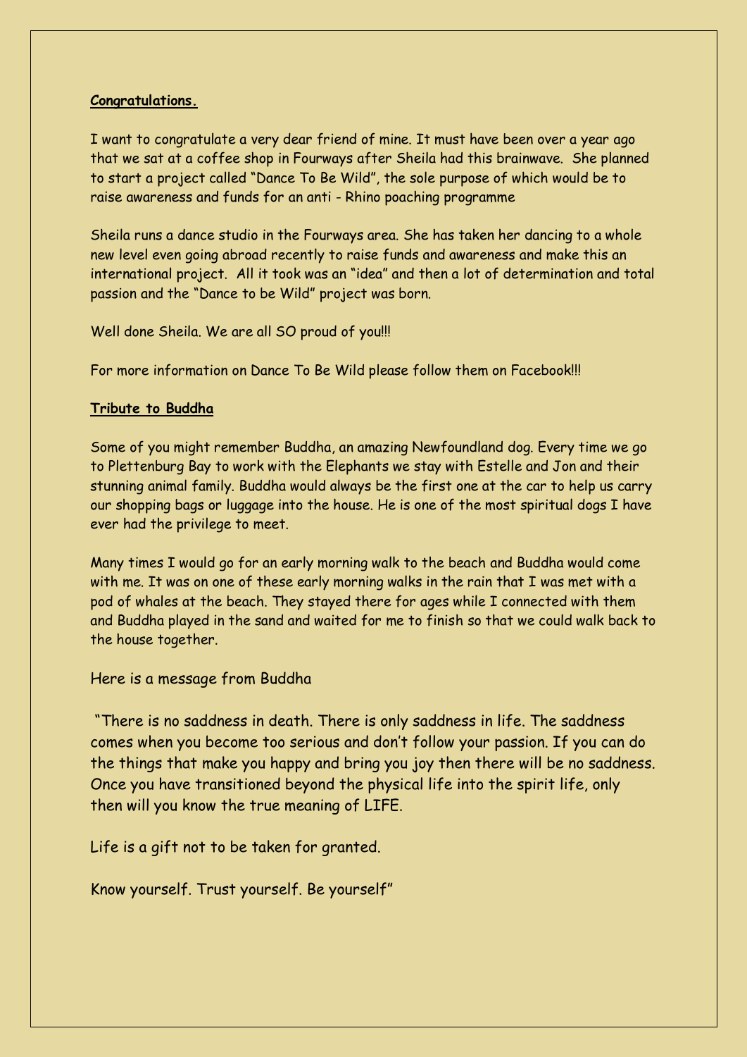**Congratulations.**

I want to congratulate a very dear friend of mine. It must have been over a year ago that we sat at a coffee shop in Fourways after Sheila had this brainwave. She planned to start a project called "Dance To Be Wild", the sole purpose of which would be to raise awareness and funds for an anti - Rhino poaching programme

Sheila runs a dance studio in the Fourways area. She has taken her dancing to a whole new level even going abroad recently to raise funds and awareness and make this an international project. All it took was an "idea" and then a lot of determination and total passion and the "Dance to be Wild" project was born.

Well done Sheila. We are all SO proud of you!!!

For more information on Dance To Be Wild please follow them on Facebook!!!

**Tribute to Buddha**

Some of you might remember Buddha, an amazing Newfoundland dog. Every time we go to Plettenburg Bay to work with the Elephants we stay with Estelle and Jon and their stunning animal family. Buddha would always be the first one at the car to help us carry our shopping bags or luggage into the house. He is one of the most spiritual dogs I have ever had the privilege to meet.

Many times I would go for an early morning walk to the beach and Buddha would come with me. It was on one of these early morning walks in the rain that I was met with a pod of whales at the beach. They stayed there for ages while I connected with them and Buddha played in the sand and waited for me to finish so that we could walk back to the house together.

Here is a message from Buddha

"There is no saddness in death. There is only saddness in life. The saddness comes when you become too serious and don't follow your passion. If you can do the things that make you happy and bring you joy then there will be no saddness. Once you have transitioned beyond the physical life into the spirit life, only then will you know the true meaning of LIFE.

Life is a gift not to be taken for granted.

Know yourself. Trust yourself. Be yourself"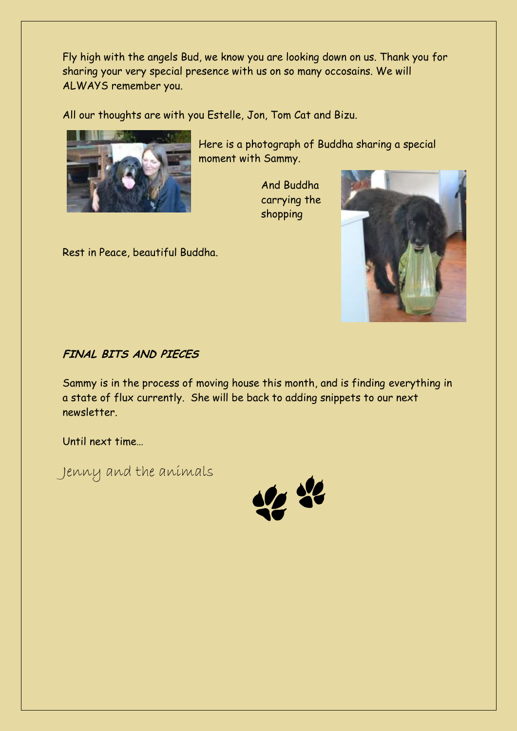Fly high with the angels Bud, we know you are looking down on us. Thank you for sharing your very special presence with us on so many occosains. We will ALWAYS remember you.

All our thoughts are with you Estelle, Jon, Tom Cat and Bizu.

Here is a photograph of Buddha sharing a special moment with Sammy.

And Buddha carrying the shopping

Rest in Peace, beautiful Buddha.

***FINAL BITS AND PIECES***

Sammy is in the process of moving house this month, and is finding everything in a state of flux currently. She will be back to adding snippets to our next newsletter.

Until next time…

*Jenny and the animals*